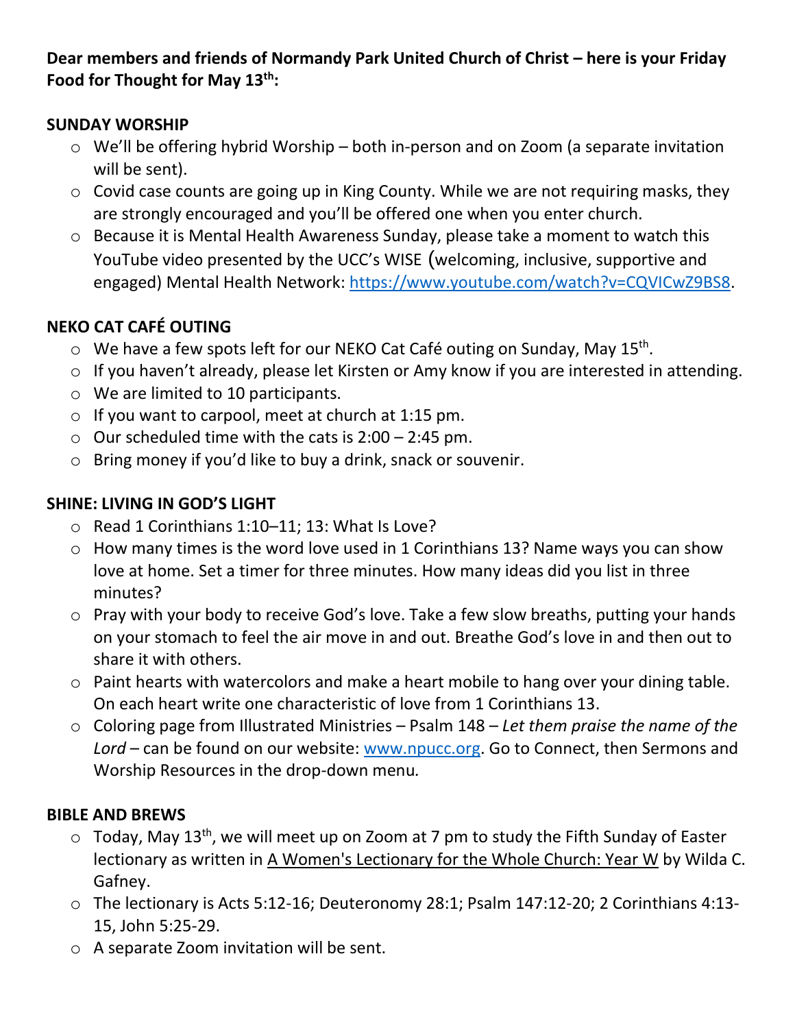**Dear members and friends of Normandy Park United Church of Christ – here is your Friday Food for Thought for May 13th:**

**SUNDAY WORSHIP**

- We'll be offering hybrid Worship – both in-person and on Zoom (a separate invitation will be sent).
- Covid case counts are going up in King County. While we are not requiring masks, they are strongly encouraged and you'll be offered one when you enter church.
- Because it is Mental Health Awareness Sunday, please take a moment to watch this YouTube video presented by the UCC's WISE (welcoming, inclusive, supportive and engaged) Mental Health Network: https://www.youtube.com/watch?v=CQVICwZ9BS8.

**NEKO CAT CAFÉ OUTING**

- We have a few spots left for our NEKO Cat Café outing on Sunday, May 15th.
- If you haven't already, please let Kirsten or Amy know if you are interested in attending.
- We are limited to 10 participants.
- If you want to carpool, meet at church at 1:15 pm.
- Our scheduled time with the cats is 2:00 – 2:45 pm.
- Bring money if you'd like to buy a drink, snack or souvenir.

**SHINE: LIVING IN GOD'S LIGHT**

- Read 1 Corinthians 1:10–11; 13: What Is Love?
- How many times is the word love used in 1 Corinthians 13? Name ways you can show love at home. Set a timer for three minutes. How many ideas did you list in three minutes?
- Pray with your body to receive God's love. Take a few slow breaths, putting your hands on your stomach to feel the air move in and out. Breathe God's love in and then out to share it with others.
- Paint hearts with watercolors and make a heart mobile to hang over your dining table. On each heart write one characteristic of love from 1 Corinthians 13.
- Coloring page from Illustrated Ministries – Psalm 148 – *Let them praise the name of the Lord* – can be found on our website: www.npucc.org. Go to Connect, then Sermons and Worship Resources in the drop-down menu*.*

**BIBLE AND BREWS**

- Today, May 13th, we will meet up on Zoom at 7 pm to study the Fifth Sunday of Easter lectionary as written in A Women's Lectionary for the Whole Church: Year W by Wilda C. Gafney.
- The lectionary is Acts 5:12-16; Deuteronomy 28:1; Psalm 147:12-20; 2 Corinthians 4:13-15, John 5:25-29.
- A separate Zoom invitation will be sent.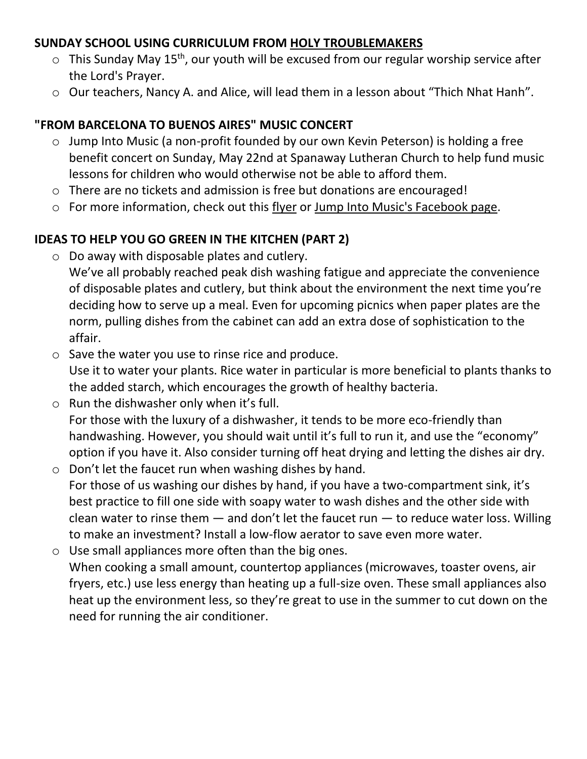**SUNDAY SCHOOL USING CURRICULUM FROM HOLY TROUBLEMAKERS**

- This Sunday May 15th, our youth will be excused from our regular worship service after the Lord's Prayer.
- Our teachers, Nancy A. and Alice, will lead them in a lesson about "Thich Nhat Hanh".

**"FROM BARCELONA TO BUENOS AIRES" MUSIC CONCERT**

- Jump Into Music (a non-profit founded by our own Kevin Peterson) is holding a free benefit concert on Sunday, May 22nd at Spanaway Lutheran Church to help fund music lessons for children who would otherwise not be able to afford them.
- There are no tickets and admission is free but donations are encouraged!
- For more information, check out this flyer or Jump Into Music's Facebook page.

**IDEAS TO HELP YOU GO GREEN IN THE KITCHEN (PART 2)**

- Do away with disposable plates and cutlery.
  We've all probably reached peak dish washing fatigue and appreciate the convenience of disposable plates and cutlery, but think about the environment the next time you're deciding how to serve up a meal. Even for upcoming picnics when paper plates are the norm, pulling dishes from the cabinet can add an extra dose of sophistication to the affair.
- Save the water you use to rinse rice and produce.
  Use it to water your plants. Rice water in particular is more beneficial to plants thanks to the added starch, which encourages the growth of healthy bacteria.
- Run the dishwasher only when it's full.
  For those with the luxury of a dishwasher, it tends to be more eco-friendly than handwashing. However, you should wait until it's full to run it, and use the "economy" option if you have it. Also consider turning off heat drying and letting the dishes air dry.
- Don't let the faucet run when washing dishes by hand.
  For those of us washing our dishes by hand, if you have a two-compartment sink, it's best practice to fill one side with soapy water to wash dishes and the other side with clean water to rinse them — and don't let the faucet run — to reduce water loss. Willing to make an investment? Install a low-flow aerator to save even more water.
- Use small appliances more often than the big ones.
  When cooking a small amount, countertop appliances (microwaves, toaster ovens, air fryers, etc.) use less energy than heating up a full-size oven. These small appliances also heat up the environment less, so they're great to use in the summer to cut down on the need for running the air conditioner.